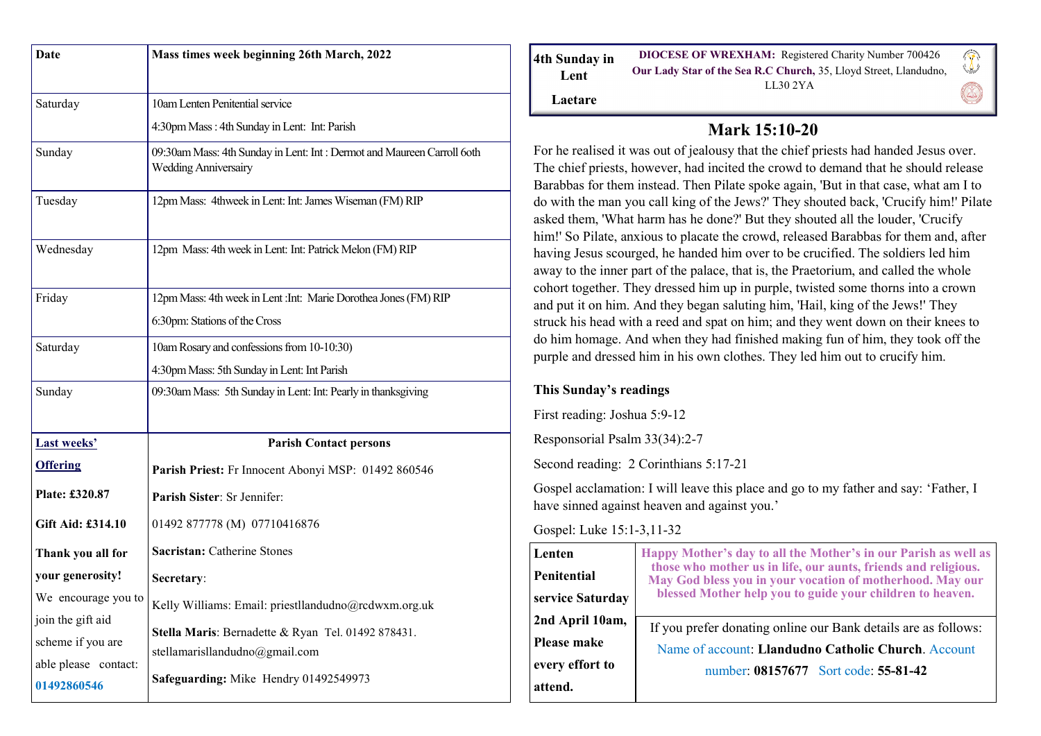| Date | Mass times week beginning 26th March, 2022 |
|---|---|
| Saturday | 10am Lenten Penitential service<br>4:30pm Mass : 4th Sunday in Lent: Int: Parish |
| Sunday | 09:30am Mass: 4th Sunday in Lent: Int : Dermot and Maureen Carroll 6oth Wedding Anniversairy |
| Tuesday | 12pm Mass: 4thweek in Lent: Int: James Wiseman (FM) RIP |
| Wednesday | 12pm Mass: 4th week in Lent: Int: Patrick Melon (FM) RIP |
| Friday | 12pm Mass: 4th week in Lent :Int: Marie Dorothea Jones (FM) RIP<br>6:30pm: Stations of the Cross |
| Saturday | 10am Rosary and confessions from 10-10:30)<br>4:30pm Mass: 5th Sunday in Lent: Int Parish |
| Sunday | 09:30am Mass: 5th Sunday in Lent: Int: Pearly in thanksgiving |

**Last weeks' Offering**

**Plate: £320.87**

**Gift Aid: £314.10**

**Thank you all for your generosity!**

We encourage you to join the gift aid scheme if you are able please contact: **01492860546**

**Parish Contact persons**

**Parish Priest:** Fr Innocent Abonyi MSP: 01492 860546

**Parish Sister**: Sr Jennifer:

01492 877778 (M) 07710416876

**Sacristan:** Catherine Stones

**Secretary**:

Kelly Williams: Email: priestllandudno@rcdwxm.org.uk

**Stella Maris**: Bernadette & Ryan Tel. 01492 878431. stellamarisllandudno@gmail.com

**Safeguarding:** Mike Hendry 01492549973

**4th Sunday in Lent**

**Laetare**

**DIOCESE OF WREXHAM:** Registered Charity Number 700426
**Our Lady Star of the Sea R.C Church,** 35, Lloyd Street, Llandudno, LL30 2YA

# Mark 15:10-20

For he realised it was out of jealousy that the chief priests had handed Jesus over. The chief priests, however, had incited the crowd to demand that he should release Barabbas for them instead. Then Pilate spoke again, 'But in that case, what am I to do with the man you call king of the Jews?' They shouted back, 'Crucify him!' Pilate asked them, 'What harm has he done?' But they shouted all the louder, 'Crucify him!' So Pilate, anxious to placate the crowd, released Barabbas for them and, after having Jesus scourged, he handed him over to be crucified. The soldiers led him away to the inner part of the palace, that is, the Praetorium, and called the whole cohort together. They dressed him up in purple, twisted some thorns into a crown and put it on him. And they began saluting him, 'Hail, king of the Jews!' They struck his head with a reed and spat on him; and they went down on their knees to do him homage. And when they had finished making fun of him, they took off the purple and dressed him in his own clothes. They led him out to crucify him.

**This Sunday's readings**

First reading: Joshua 5:9-12

Responsorial Psalm 33(34):2-7

Second reading: 2 Corinthians 5:17-21

Gospel acclamation: I will leave this place and go to my father and say: 'Father, I have sinned against heaven and against you.'

Gospel: Luke 15:1-3,11-32

**Lenten Penitential service Saturday 2nd April 10am, Please make every effort to attend.**

**Happy Mother's day to all the Mother's in our Parish as well as those who mother us in life, our aunts, friends and religious. May God bless you in your vocation of motherhood. May our blessed Mother help you to guide your children to heaven.**

If you prefer donating online our Bank details are as follows: Name of account: **Llandudno Catholic Church**. Account number: **08157677** Sort code: **55-81-42**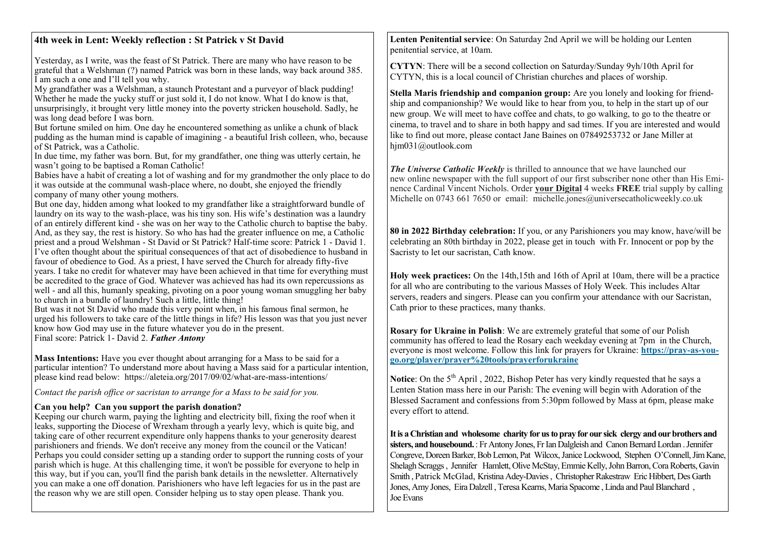## 4th week in Lent: Weekly reflection : St Patrick v St David

Yesterday, as I write, was the feast of St Patrick. There are many who have reason to be grateful that a Welshman (?) named Patrick was born in these lands, way back around 385. I am such a one and I'll tell you why.

My grandfather was a Welshman, a staunch Protestant and a purveyor of black pudding! Whether he made the yucky stuff or just sold it, I do not know. What I do know is that, unsurprisingly, it brought very little money into the poverty stricken household. Sadly, he was long dead before I was born.

But fortune smiled on him. One day he encountered something as unlike a chunk of black pudding as the human mind is capable of imagining - a beautiful Irish colleen, who, because of St Patrick, was a Catholic.

In due time, my father was born. But, for my grandfather, one thing was utterly certain, he wasn't going to be baptised a Roman Catholic!

Babies have a habit of creating a lot of washing and for my grandmother the only place to do it was outside at the communal wash-place where, no doubt, she enjoyed the friendly company of many other young mothers.

But one day, hidden among what looked to my grandfather like a straightforward bundle of laundry on its way to the wash-place, was his tiny son. His wife's destination was a laundry of an entirely different kind - she was on her way to the Catholic church to baptise the baby. And, as they say, the rest is history. So who has had the greater influence on me, a Catholic priest and a proud Welshman - St David or St Patrick? Half-time score: Patrick 1 - David 1. I've often thought about the spiritual consequences of that act of disobedience to husband in favour of obedience to God. As a priest, I have served the Church for already fifty-five years. I take no credit for whatever may have been achieved in that time for everything must be accredited to the grace of God. Whatever was achieved has had its own repercussions as well - and all this, humanly speaking, pivoting on a poor young woman smuggling her baby to church in a bundle of laundry! Such a little, little thing!

But was it not St David who made this very point when, in his famous final sermon, he urged his followers to take care of the little things in life? His lesson was that you just never know how God may use in the future whatever you do in the present.

Final score: Patrick 1- David 2. ***Father Antony***

**Mass Intentions:** Have you ever thought about arranging for a Mass to be said for a particular intention? To understand more about having a Mass said for a particular intention, please kind read below: https://aleteia.org/2017/09/02/what-are-mass-intentions/

*Contact the parish office or sacristan to arrange for a Mass to be said for you.*

**Can you help? Can you support the parish donation?**

Keeping our church warm, paying the lighting and electricity bill, fixing the roof when it leaks, supporting the Diocese of Wrexham through a yearly levy, which is quite big, and taking care of other recurrent expenditure only happens thanks to your generosity dearest parishioners and friends. We don't receive any money from the council or the Vatican! Perhaps you could consider setting up a standing order to support the running costs of your parish which is huge. At this challenging time, it won't be possible for everyone to help in this way, but if you can, you'll find the parish bank details in the newsletter. Alternatively you can make a one off donation. Parishioners who have left legacies for us in the past are the reason why we are still open. Consider helping us to stay open please. Thank you.

**Lenten Penitential service**: On Saturday 2nd April we will be holding our Lenten penitential service, at 10am.

**CYTYN**: There will be a second collection on Saturday/Sunday 9yh/10th April for CYTYN, this is a local council of Christian churches and places of worship.

**Stella Maris friendship and companion group:** Are you lonely and looking for friendship and companionship? We would like to hear from you, to help in the start up of our new group. We will meet to have coffee and chats, to go walking, to go to the theatre or cinema, to travel and to share in both happy and sad times. If you are interested and would like to find out more, please contact Jane Baines on 07849253732 or Jane Miller at hjm031@outlook.com

***The Universe Catholic Weekly*** is thrilled to announce that we have launched our new online newspaper with the full support of our first subscriber none other than His Eminence Cardinal Vincent Nichols. Order **your Digital** 4 weeks **FREE** trial supply by calling Michelle on 0743 661 7650 or email: michelle.jones@universecatholicweekly.co.uk

**80 in 2022 Birthday celebration:** If you, or any Parishioners you may know, have/will be celebrating an 80th birthday in 2022, please get in touch with Fr. Innocent or pop by the Sacristy to let our sacristan, Cath know.

**Holy week practices:** On the 14th,15th and 16th of April at 10am, there will be a practice for all who are contributing to the various Masses of Holy Week. This includes Altar servers, readers and singers. Please can you confirm your attendance with our Sacristan, Cath prior to these practices, many thanks.

**Rosary for Ukraine in Polish**: We are extremely grateful that some of our Polish community has offered to lead the Rosary each weekday evening at 7pm in the Church, everyone is most welcome. Follow this link for prayers for Ukraine: **https://pray-as-you-go.org/player/prayer%20tools/prayerforukraine**

**Notice**: On the 5th April , 2022, Bishop Peter has very kindly requested that he says a Lenten Station mass here in our Parish: The evening will begin with Adoration of the Blessed Sacrament and confessions from 5:30pm followed by Mass at 6pm, please make every effort to attend.

**It is a Christian and wholesome charity for us to pray for our sick clergy and our brothers and sisters, and housebound.** : Fr Antony Jones, Fr Ian Dalgleish and Canon Bernard Lordan . Jennifer Congreve, Doreen Barker, Bob Lemon, Pat Wilcox, Janice Lockwood, Stephen O'Connell, Jim Kane, Shelagh Scraggs , Jennifer Hamlett, Olive McStay, Emmie Kelly, John Barron, Cora Roberts, Gavin Smith , Patrick McGlad, Kristina Adey-Davies , Christopher Rakestraw Eric Hibbert, Des Garth Jones, Amy Jones, Eira Dalzell , Teresa Kearns, Maria Spacome , Linda and Paul Blanchard , Joe Evans